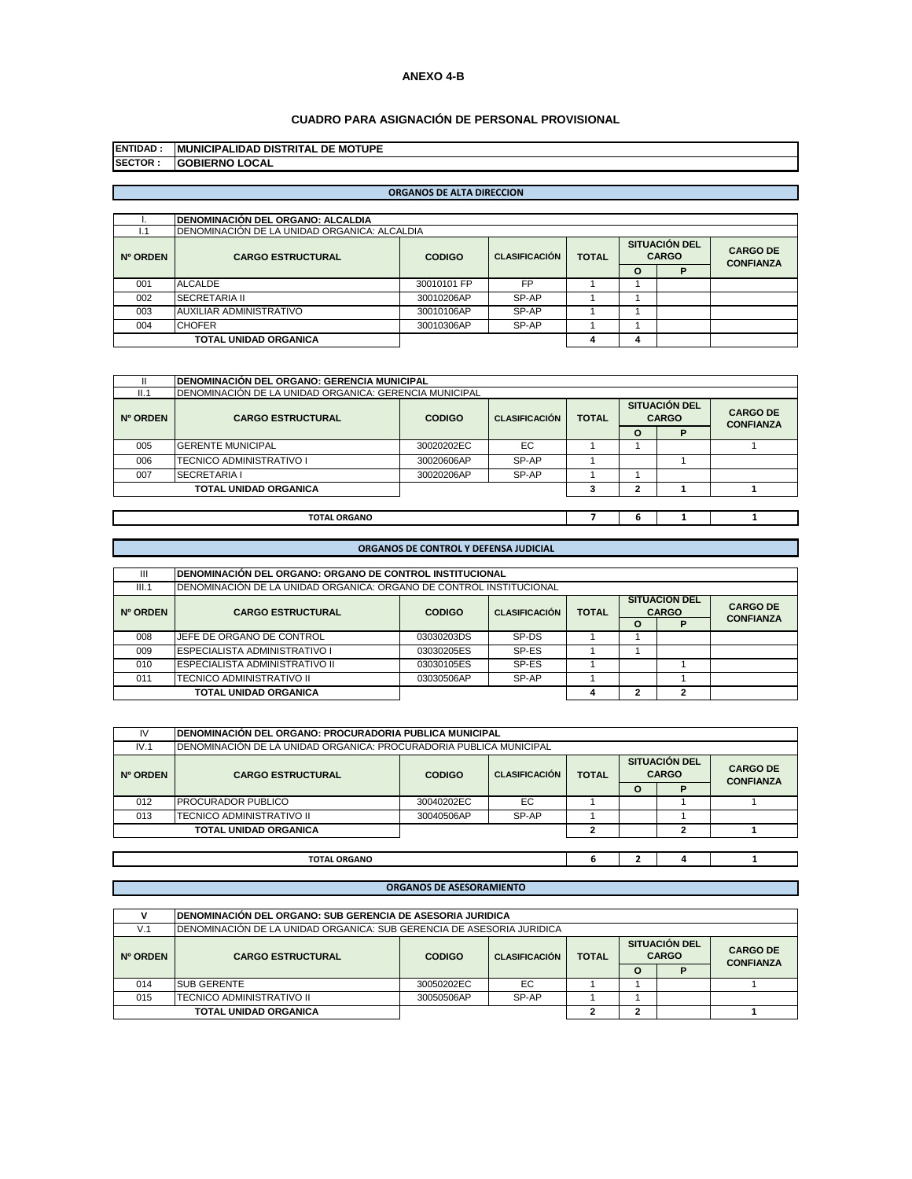**ANEXO 4-B**

**CUADRO PARA ASIGNACIÓN DE PERSONAL PROVISIONAL**

| | |
|---|---|
| **ENTIDAD :** | **MUNICIPALIDAD DISTRITAL DE MOTUPE** |
| **SECTOR :** | **GOBIERNO LOCAL** |

## ORGANOS DE ALTA DIRECCION

| I. | DENOMINACIÓN DEL ORGANO: ALCALDIA | | | | | | |
|---|---|---|---|---|---|---|---|
| I.1 | DENOMINACIÓN DE LA UNIDAD ORGANICA: ALCALDIA | | | | | | |
| **Nº ORDEN** | **CARGO ESTRUCTURAL** | **CODIGO** | **CLASIFICACIÓN** | **TOTAL** | **SITUACIÓN DEL CARGO** | | **CARGO DE CONFIANZA** |
| | | | | | **O** | **P** | |
| 001 | ALCALDE | 30010101 FP | FP | 1 | 1 | | |
| 002 | SECRETARIA II | 30010206AP | SP-AP | 1 | 1 | | |
| 003 | AUXILIAR ADMINISTRATIVO | 30010106AP | SP-AP | 1 | 1 | | |
| 004 | CHOFER | 30010306AP | SP-AP | 1 | 1 | | |
| **TOTAL UNIDAD ORGANICA** | | | | **4** | **4** | | |

| II | DENOMINACIÓN DEL ORGANO: GERENCIA MUNICIPAL | | | | | | |
|---|---|---|---|---|---|---|---|
| II.1 | DENOMINACIÓN DE LA UNIDAD ORGANICA: GERENCIA MUNICIPAL | | | | | | |
| **Nº ORDEN** | **CARGO ESTRUCTURAL** | **CODIGO** | **CLASIFICACIÓN** | **TOTAL** | **SITUACIÓN DEL CARGO** | | **CARGO DE CONFIANZA** |
| | | | | | **O** | **P** | |
| 005 | GERENTE MUNICIPAL | 30020202EC | EC | 1 | 1 | | 1 |
| 006 | TECNICO ADMINISTRATIVO I | 30020606AP | SP-AP | 1 | | 1 | |
| 007 | SECRETARIA I | 30020206AP | SP-AP | 1 | 1 | | |
| **TOTAL UNIDAD ORGANICA** | | | | **3** | **2** | **1** | **1** |
| **TOTAL ORGANO** | | | | **7** | **6** | **1** | **1** |

## ORGANOS DE CONTROL Y DEFENSA JUDICIAL

| III | DENOMINACIÓN DEL ORGANO: ORGANO DE CONTROL INSTITUCIONAL | | | | | | |
|---|---|---|---|---|---|---|---|
| III.1 | DENOMINACIÓN DE LA UNIDAD ORGANICA: ORGANO DE CONTROL INSTITUCIONAL | | | | | | |
| **Nº ORDEN** | **CARGO ESTRUCTURAL** | **CODIGO** | **CLASIFICACIÓN** | **TOTAL** | **SITUACION DEL CARGO** | | **CARGO DE CONFIANZA** |
| | | | | | **O** | **P** | |
| 008 | JEFE DE ORGANO DE CONTROL | 03030203DS | SP-DS | 1 | 1 | | |
| 009 | ESPECIALISTA ADMINISTRATIVO I | 03030205ES | SP-ES | 1 | 1 | | |
| 010 | ESPECIALISTA ADMINISTRATIVO II | 03030105ES | SP-ES | 1 | | 1 | |
| 011 | TECNICO ADMINISTRATIVO II | 03030506AP | SP-AP | 1 | | 1 | |
| **TOTAL UNIDAD ORGANICA** | | | | **4** | **2** | **2** | |

| IV | DENOMINACIÓN DEL ORGANO: PROCURADORIA PUBLICA MUNICIPAL | | | | | | |
|---|---|---|---|---|---|---|---|
| IV.1 | DENOMINACIÓN DE LA UNIDAD ORGANICA: PROCURADORIA PUBLICA MUNICIPAL | | | | | | |
| **Nº ORDEN** | **CARGO ESTRUCTURAL** | **CODIGO** | **CLASIFICACIÓN** | **TOTAL** | **SITUACIÓN DEL CARGO** | | **CARGO DE CONFIANZA** |
| | | | | | **O** | **P** | |
| 012 | PROCURADOR PUBLICO | 30040202EC | EC | 1 | | 1 | 1 |
| 013 | TECNICO ADMINISTRATIVO II | 30040506AP | SP-AP | 1 | | 1 | |
| **TOTAL UNIDAD ORGANICA** | | | | **2** | | **2** | **1** |
| **TOTAL ORGANO** | | | | **6** | **2** | **4** | **1** |

## ORGANOS DE ASESORAMIENTO

| V | DENOMINACIÓN DEL ORGANO: SUB GERENCIA DE ASESORIA JURIDICA | | | | | | |
|---|---|---|---|---|---|---|---|
| V.1 | DENOMINACIÓN DE LA UNIDAD ORGANICA: SUB GERENCIA DE ASESORIA JURIDICA | | | | | | |
| **Nº ORDEN** | **CARGO ESTRUCTURAL** | **CODIGO** | **CLASIFICACIÓN** | **TOTAL** | **SITUACIÓN DEL CARGO** | | **CARGO DE CONFIANZA** |
| | | | | | **O** | **P** | |
| 014 | SUB GERENTE | 30050202EC | EC | 1 | 1 | | 1 |
| 015 | TECNICO ADMINISTRATIVO II | 30050506AP | SP-AP | 1 | 1 | | |
| **TOTAL UNIDAD ORGANICA** | | | | **2** | **2** | | **1** |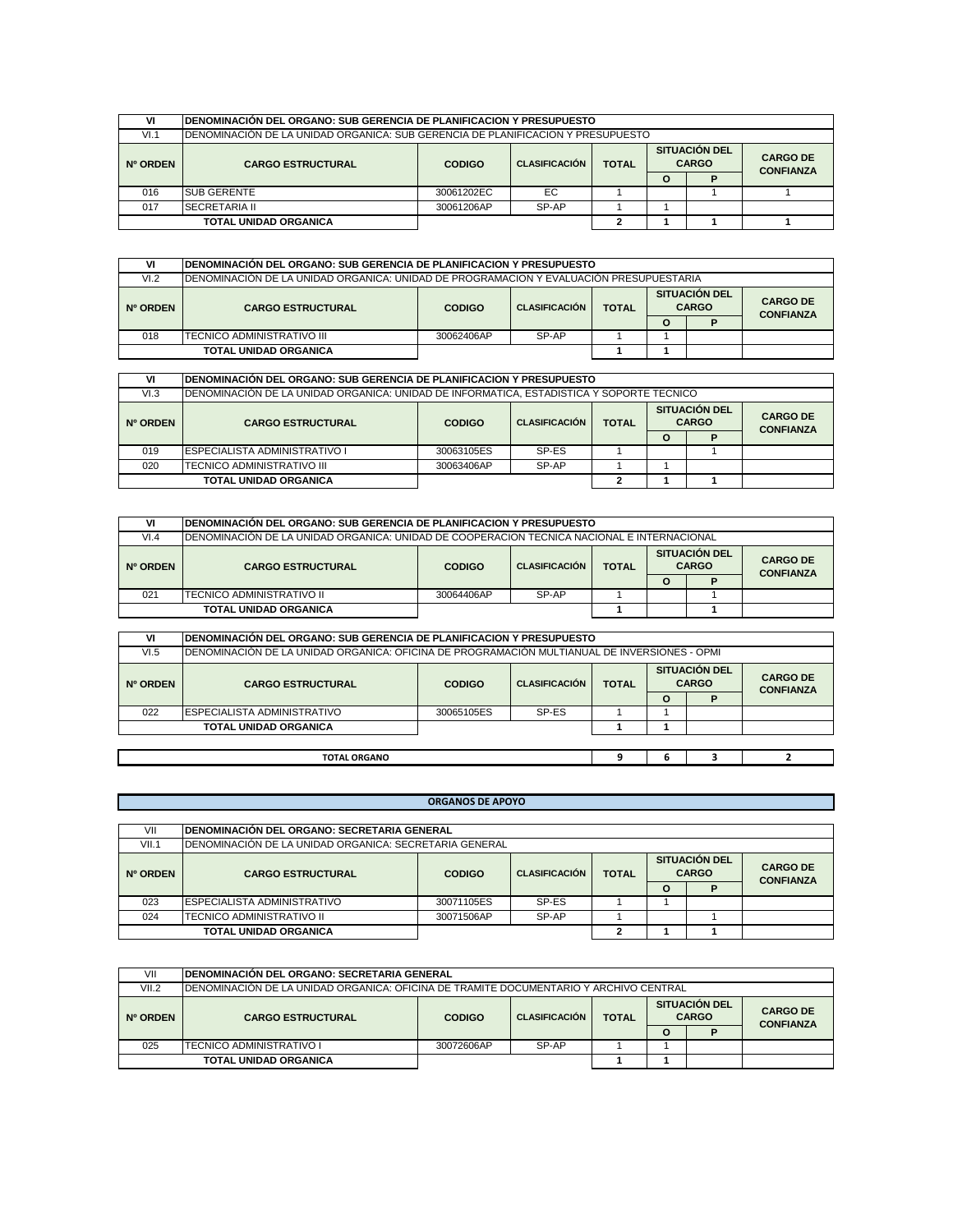| VI | DENOMINACIÓN DEL ORGANO: SUB GERENCIA DE PLANIFICACION Y PRESUPUESTO | | | | | | |
|---|---|---|---|---|---|---|---|
| VI.1 | DENOMINACIÓN DE LA UNIDAD ORGANICA: SUB GERENCIA DE PLANIFICACION Y PRESUPUESTO | | | | | | |
| Nº ORDEN | CARGO ESTRUCTURAL | CODIGO | CLASIFICACIÓN | TOTAL | SITUACIÓN DEL CARGO | | CARGO DE CONFIANZA |
| | | | | | O | P | |
| 016 | SUB GERENTE | 30061202EC | EC | 1 | | 1 | 1 |
| 017 | SECRETARIA II | 30061206AP | SP-AP | 1 | 1 | | |
| TOTAL UNIDAD ORGANICA | | | | 2 | 1 | 1 | 1 |

| VI | DENOMINACIÓN DEL ORGANO: SUB GERENCIA DE PLANIFICACION Y PRESUPUESTO | | | | | | |
|---|---|---|---|---|---|---|---|
| VI.2 | DENOMINACIÓN DE LA UNIDAD ORGANICA: UNIDAD DE PROGRAMACION Y EVALUACIÓN PRESUPUESTARIA | | | | | | |
| Nº ORDEN | CARGO ESTRUCTURAL | CODIGO | CLASIFICACIÓN | TOTAL | SITUACIÓN DEL CARGO | | CARGO DE CONFIANZA |
| | | | | | O | P | |
| 018 | TECNICO ADMINISTRATIVO III | 30062406AP | SP-AP | 1 | 1 | | |
| TOTAL UNIDAD ORGANICA | | | | 1 | 1 | | |

| VI | DENOMINACIÓN DEL ORGANO: SUB GERENCIA DE PLANIFICACION Y PRESUPUESTO | | | | | | |
|---|---|---|---|---|---|---|---|
| VI.3 | DENOMINACIÓN DE LA UNIDAD ORGANICA: UNIDAD DE INFORMATICA, ESTADISTICA Y SOPORTE TECNICO | | | | | | |
| Nº ORDEN | CARGO ESTRUCTURAL | CODIGO | CLASIFICACIÓN | TOTAL | SITUACIÓN DEL CARGO | | CARGO DE CONFIANZA |
| | | | | | O | P | |
| 019 | ESPECIALISTA ADMINISTRATIVO I | 30063105ES | SP-ES | 1 | | 1 | |
| 020 | TECNICO ADMINISTRATIVO III | 30063406AP | SP-AP | 1 | 1 | | |
| TOTAL UNIDAD ORGANICA | | | | 2 | 1 | 1 | |

| VI | DENOMINACIÓN DEL ORGANO: SUB GERENCIA DE PLANIFICACION Y PRESUPUESTO | | | | | | |
|---|---|---|---|---|---|---|---|
| VI.4 | DENOMINACIÓN DE LA UNIDAD ORGANICA: UNIDAD DE COOPERACION TECNICA NACIONAL E INTERNACIONAL | | | | | | |
| Nº ORDEN | CARGO ESTRUCTURAL | CODIGO | CLASIFICACIÓN | TOTAL | SITUACIÓN DEL CARGO | | CARGO DE CONFIANZA |
| | | | | | O | P | |
| 021 | TECNICO ADMINISTRATIVO II | 30064406AP | SP-AP | 1 | | 1 | |
| TOTAL UNIDAD ORGANICA | | | | 1 | | 1 | |

| VI | DENOMINACIÓN DEL ORGANO: SUB GERENCIA DE PLANIFICACION Y PRESUPUESTO | | | | | | |
|---|---|---|---|---|---|---|---|
| VI.5 | DENOMINACIÓN DE LA UNIDAD ORGANICA: OFICINA DE PROGRAMACIÓN MULTIANUAL DE INVERSIONES - OPMI | | | | | | |
| Nº ORDEN | CARGO ESTRUCTURAL | CODIGO | CLASIFICACIÓN | TOTAL | SITUACIÓN DEL CARGO | | CARGO DE CONFIANZA |
| | | | | | O | P | |
| 022 | ESPECIALISTA ADMINISTRATIVO | 30065105ES | SP-ES | 1 | 1 | | |
| TOTAL UNIDAD ORGANICA | | | | 1 | 1 | | |

| TOTAL ORGANO | 9 | 6 | 3 | 2 |
|---|---|---|---|---|

**ORGANOS DE APOYO**

| VII | DENOMINACIÓN DEL ORGANO: SECRETARIA GENERAL | | | | | | |
|---|---|---|---|---|---|---|---|
| VII.1 | DENOMINACIÓN DE LA UNIDAD ORGANICA: SECRETARIA GENERAL | | | | | | |
| Nº ORDEN | CARGO ESTRUCTURAL | CODIGO | CLASIFICACIÓN | TOTAL | SITUACIÓN DEL CARGO | | CARGO DE CONFIANZA |
| | | | | | O | P | |
| 023 | ESPECIALISTA ADMINISTRATIVO | 30071105ES | SP-ES | 1 | 1 | | |
| 024 | TECNICO ADMINISTRATIVO II | 30071506AP | SP-AP | 1 | | 1 | |
| TOTAL UNIDAD ORGANICA | | | | 2 | 1 | 1 | |

| VII | DENOMINACIÓN DEL ORGANO: SECRETARIA GENERAL | | | | | | |
|---|---|---|---|---|---|---|---|
| VII.2 | DENOMINACIÓN DE LA UNIDAD ORGANICA: OFICINA DE TRAMITE DOCUMENTARIO Y ARCHIVO CENTRAL | | | | | | |
| Nº ORDEN | CARGO ESTRUCTURAL | CODIGO | CLASIFICACIÓN | TOTAL | SITUACIÓN DEL CARGO | | CARGO DE CONFIANZA |
| | | | | | O | P | |
| 025 | TECNICO ADMINISTRATIVO I | 30072606AP | SP-AP | 1 | 1 | | |
| TOTAL UNIDAD ORGANICA | | | | 1 | 1 | | |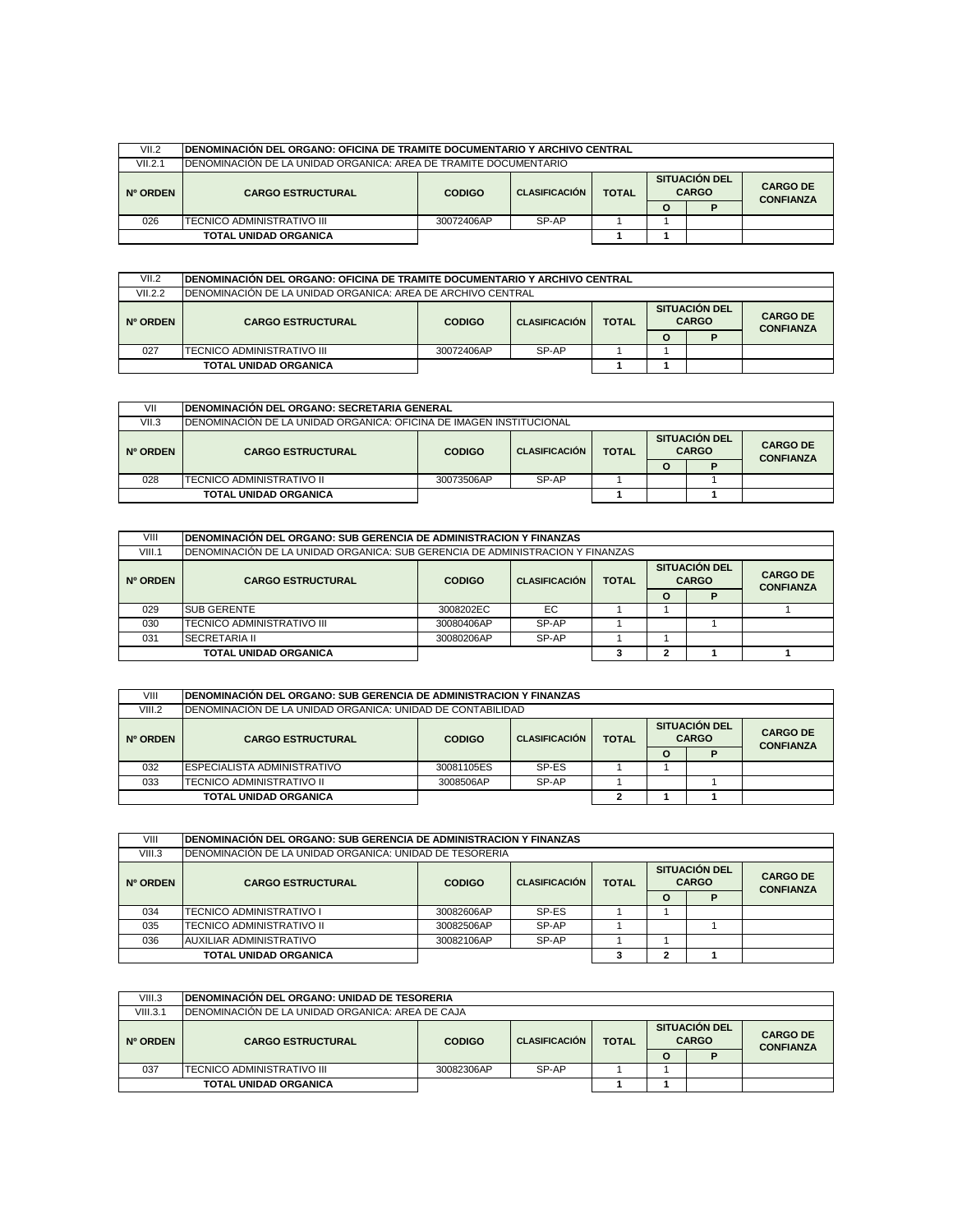| VII.2 | DENOMINACIÓN DEL ORGANO: OFICINA DE TRAMITE DOCUMENTARIO Y ARCHIVO CENTRAL | | | | | | |
|---|---|---|---|---|---|---|---|
| VII.2.1 | DENOMINACIÓN DE LA UNIDAD ORGANICA: AREA DE TRAMITE DOCUMENTARIO | | | | | | |
| Nº ORDEN | CARGO ESTRUCTURAL | CODIGO | CLASIFICACIÓN | TOTAL | SITUACIÓN DEL CARGO | | CARGO DE CONFIANZA |
| | | | | | O | P | |
| 026 | TECNICO ADMINISTRATIVO III | 30072406AP | SP-AP | 1 | 1 | | |
| | TOTAL UNIDAD ORGANICA | | | 1 | 1 | | |

| VII.2 | DENOMINACIÓN DEL ORGANO: OFICINA DE TRAMITE DOCUMENTARIO Y ARCHIVO CENTRAL | | | | | | |
|---|---|---|---|---|---|---|---|
| VII.2.2 | DENOMINACIÓN DE LA UNIDAD ORGANICA: AREA DE ARCHIVO CENTRAL | | | | | | |
| Nº ORDEN | CARGO ESTRUCTURAL | CODIGO | CLASIFICACIÓN | TOTAL | SITUACIÓN DEL CARGO | | CARGO DE CONFIANZA |
| | | | | | O | P | |
| 027 | TECNICO ADMINISTRATIVO III | 30072406AP | SP-AP | 1 | 1 | | |
| | TOTAL UNIDAD ORGANICA | | | 1 | 1 | | |

| VII | DENOMINACIÓN DEL ORGANO: SECRETARIA GENERAL | | | | | | |
|---|---|---|---|---|---|---|---|
| VII.3 | DENOMINACIÓN DE LA UNIDAD ORGANICA: OFICINA DE IMAGEN INSTITUCIONAL | | | | | | |
| Nº ORDEN | CARGO ESTRUCTURAL | CODIGO | CLASIFICACIÓN | TOTAL | SITUACIÓN DEL CARGO | | CARGO DE CONFIANZA |
| | | | | | O | P | |
| 028 | TECNICO ADMINISTRATIVO II | 30073506AP | SP-AP | 1 | | 1 | |
| | TOTAL UNIDAD ORGANICA | | | 1 | | 1 | |

| VIII | DENOMINACIÓN DEL ORGANO: SUB GERENCIA DE ADMINISTRACION Y FINANZAS | | | | | | |
|---|---|---|---|---|---|---|---|
| VIII.1 | DENOMINACIÓN DE LA UNIDAD ORGANICA: SUB GERENCIA DE ADMINISTRACION Y FINANZAS | | | | | | |
| Nº ORDEN | CARGO ESTRUCTURAL | CODIGO | CLASIFICACIÓN | TOTAL | SITUACIÓN DEL CARGO | | CARGO DE CONFIANZA |
| | | | | | O | P | |
| 029 | SUB GERENTE | 3008202EC | EC | 1 | 1 | | 1 |
| 030 | TECNICO ADMINISTRATIVO III | 30080406AP | SP-AP | 1 | | 1 | |
| 031 | SECRETARIA II | 30080206AP | SP-AP | 1 | 1 | | |
| | TOTAL UNIDAD ORGANICA | | | 3 | 2 | 1 | 1 |

| VIII | DENOMINACIÓN DEL ORGANO: SUB GERENCIA DE ADMINISTRACION Y FINANZAS | | | | | | |
|---|---|---|---|---|---|---|---|
| VIII.2 | DENOMINACIÓN DE LA UNIDAD ORGANICA: UNIDAD DE CONTABILIDAD | | | | | | |
| Nº ORDEN | CARGO ESTRUCTURAL | CODIGO | CLASIFICACIÓN | TOTAL | SITUACIÓN DEL CARGO | | CARGO DE CONFIANZA |
| | | | | | O | P | |
| 032 | ESPECIALISTA ADMINISTRATIVO | 30081105ES | SP-ES | 1 | 1 | | |
| 033 | TECNICO ADMINISTRATIVO II | 3008506AP | SP-AP | 1 | | 1 | |
| | TOTAL UNIDAD ORGANICA | | | 2 | 1 | 1 | |

| VIII | DENOMINACIÓN DEL ORGANO: SUB GERENCIA DE ADMINISTRACION Y FINANZAS | | | | | | |
|---|---|---|---|---|---|---|---|
| VIII.3 | DENOMINACIÓN DE LA UNIDAD ORGANICA: UNIDAD DE TESORERIA | | | | | | |
| Nº ORDEN | CARGO ESTRUCTURAL | CODIGO | CLASIFICACIÓN | TOTAL | SITUACIÓN DEL CARGO | | CARGO DE CONFIANZA |
| | | | | | O | P | |
| 034 | TECNICO ADMINISTRATIVO I | 30082606AP | SP-ES | 1 | 1 | | |
| 035 | TECNICO ADMINISTRATIVO II | 30082506AP | SP-AP | 1 | | 1 | |
| 036 | AUXILIAR ADMINISTRATIVO | 30082106AP | SP-AP | 1 | 1 | | |
| | TOTAL UNIDAD ORGANICA | | | 3 | 2 | 1 | |

| VIII.3 | DENOMINACIÓN DEL ORGANO: UNIDAD DE TESORERIA | | | | | | |
|---|---|---|---|---|---|---|---|
| VIII.3.1 | DENOMINACIÓN DE LA UNIDAD ORGANICA: AREA DE CAJA | | | | | | |
| Nº ORDEN | CARGO ESTRUCTURAL | CODIGO | CLASIFICACIÓN | TOTAL | SITUACIÓN DEL CARGO | | CARGO DE CONFIANZA |
| | | | | | O | P | |
| 037 | TECNICO ADMINISTRATIVO III | 30082306AP | SP-AP | 1 | 1 | | |
| | TOTAL UNIDAD ORGANICA | | | 1 | 1 | | |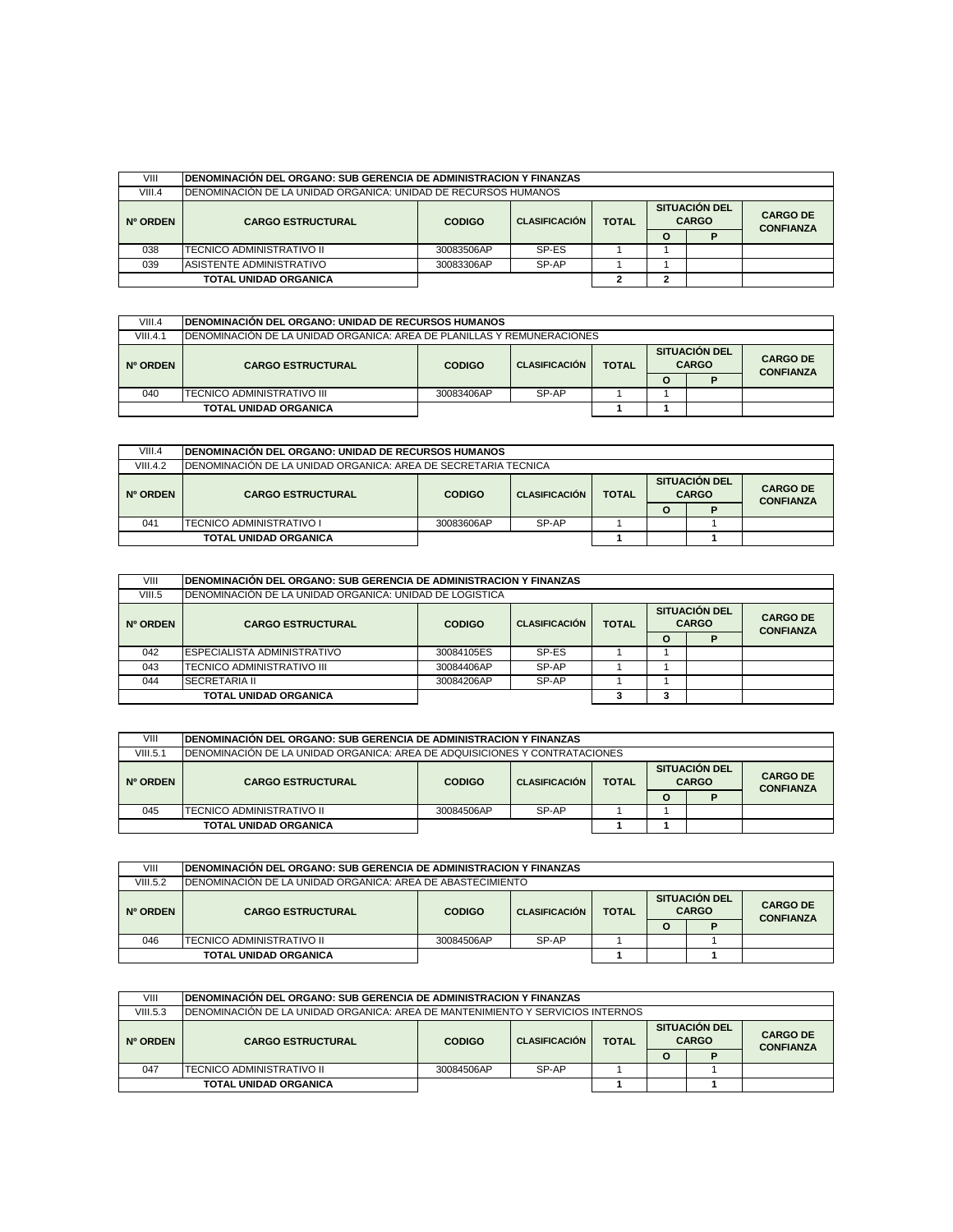| VIII | DENOMINACIÓN DEL ORGANO: SUB GERENCIA DE ADMINISTRACION Y FINANZAS | | | | | | |
|---|---|---|---|---|---|---|---|
| VIII.4 | DENOMINACIÓN DE LA UNIDAD ORGANICA: UNIDAD DE RECURSOS HUMANOS | | | | | | |
| Nº ORDEN | CARGO ESTRUCTURAL | CODIGO | CLASIFICACIÓN | TOTAL | SITUACIÓN DEL CARGO | | CARGO DE CONFIANZA |
| | | | | | O | P | |
| 038 | TECNICO ADMINISTRATIVO II | 30083506AP | SP-ES | 1 | 1 | | |
| 039 | ASISTENTE ADMINISTRATIVO | 30083306AP | SP-AP | 1 | 1 | | |
| | TOTAL UNIDAD ORGANICA | | | 2 | 2 | | |

| VIII.4 | DENOMINACIÓN DEL ORGANO: UNIDAD DE RECURSOS HUMANOS | | | | | | |
|---|---|---|---|---|---|---|---|
| VIII.4.1 | DENOMINACIÓN DE LA UNIDAD ORGANICA: AREA DE PLANILLAS Y REMUNERACIONES | | | | | | |
| Nº ORDEN | CARGO ESTRUCTURAL | CODIGO | CLASIFICACIÓN | TOTAL | SITUACIÓN DEL CARGO | | CARGO DE CONFIANZA |
| | | | | | O | P | |
| 040 | TECNICO ADMINISTRATIVO III | 30083406AP | SP-AP | 1 | 1 | | |
| | TOTAL UNIDAD ORGANICA | | | 1 | 1 | | |

| VIII.4 | DENOMINACIÓN DEL ORGANO: UNIDAD DE RECURSOS HUMANOS | | | | | | |
|---|---|---|---|---|---|---|---|
| VIII.4.2 | DENOMINACIÓN DE LA UNIDAD ORGANICA: AREA DE SECRETARIA TECNICA | | | | | | |
| Nº ORDEN | CARGO ESTRUCTURAL | CODIGO | CLASIFICACIÓN | TOTAL | SITUACIÓN DEL CARGO | | CARGO DE CONFIANZA |
| | | | | | O | P | |
| 041 | TECNICO ADMINISTRATIVO I | 30083606AP | SP-AP | 1 | | 1 | |
| | TOTAL UNIDAD ORGANICA | | | 1 | | 1 | |

| VIII | DENOMINACIÓN DEL ORGANO: SUB GERENCIA DE ADMINISTRACION Y FINANZAS | | | | | | |
|---|---|---|---|---|---|---|---|
| VIII.5 | DENOMINACIÓN DE LA UNIDAD ORGANICA: UNIDAD DE LOGISTICA | | | | | | |
| Nº ORDEN | CARGO ESTRUCTURAL | CODIGO | CLASIFICACIÓN | TOTAL | SITUACIÓN DEL CARGO | | CARGO DE CONFIANZA |
| | | | | | O | P | |
| 042 | ESPECIALISTA ADMINISTRATIVO | 30084105ES | SP-ES | 1 | 1 | | |
| 043 | TECNICO ADMINISTRATIVO III | 30084406AP | SP-AP | 1 | 1 | | |
| 044 | SECRETARIA II | 30084206AP | SP-AP | 1 | 1 | | |
| | TOTAL UNIDAD ORGANICA | | | 3 | 3 | | |

| VIII | DENOMINACIÓN DEL ORGANO: SUB GERENCIA DE ADMINISTRACION Y FINANZAS | | | | | | |
|---|---|---|---|---|---|---|---|
| VIII.5.1 | DENOMINACIÓN DE LA UNIDAD ORGANICA: AREA DE ADQUISICIONES Y CONTRATACIONES | | | | | | |
| Nº ORDEN | CARGO ESTRUCTURAL | CODIGO | CLASIFICACIÓN | TOTAL | SITUACIÓN DEL CARGO | | CARGO DE CONFIANZA |
| | | | | | O | P | |
| 045 | TECNICO ADMINISTRATIVO II | 30084506AP | SP-AP | 1 | 1 | | |
| | TOTAL UNIDAD ORGANICA | | | 1 | 1 | | |

| VIII | DENOMINACIÓN DEL ORGANO: SUB GERENCIA DE ADMINISTRACION Y FINANZAS | | | | | | |
|---|---|---|---|---|---|---|---|
| VIII.5.2 | DENOMINACIÓN DE LA UNIDAD ORGANICA: AREA DE ABASTECIMIENTO | | | | | | |
| Nº ORDEN | CARGO ESTRUCTURAL | CODIGO | CLASIFICACIÓN | TOTAL | SITUACIÓN DEL CARGO | | CARGO DE CONFIANZA |
| | | | | | O | P | |
| 046 | TECNICO ADMINISTRATIVO II | 30084506AP | SP-AP | 1 | | 1 | |
| | TOTAL UNIDAD ORGANICA | | | 1 | | 1 | |

| VIII | DENOMINACIÓN DEL ORGANO: SUB GERENCIA DE ADMINISTRACION Y FINANZAS | | | | | | |
|---|---|---|---|---|---|---|---|
| VIII.5.3 | DENOMINACIÓN DE LA UNIDAD ORGANICA: AREA DE MANTENIMIENTO Y SERVICIOS INTERNOS | | | | | | |
| Nº ORDEN | CARGO ESTRUCTURAL | CODIGO | CLASIFICACIÓN | TOTAL | SITUACIÓN DEL CARGO | | CARGO DE CONFIANZA |
| | | | | | O | P | |
| 047 | TECNICO ADMINISTRATIVO II | 30084506AP | SP-AP | 1 | | 1 | |
| | TOTAL UNIDAD ORGANICA | | | 1 | | 1 | |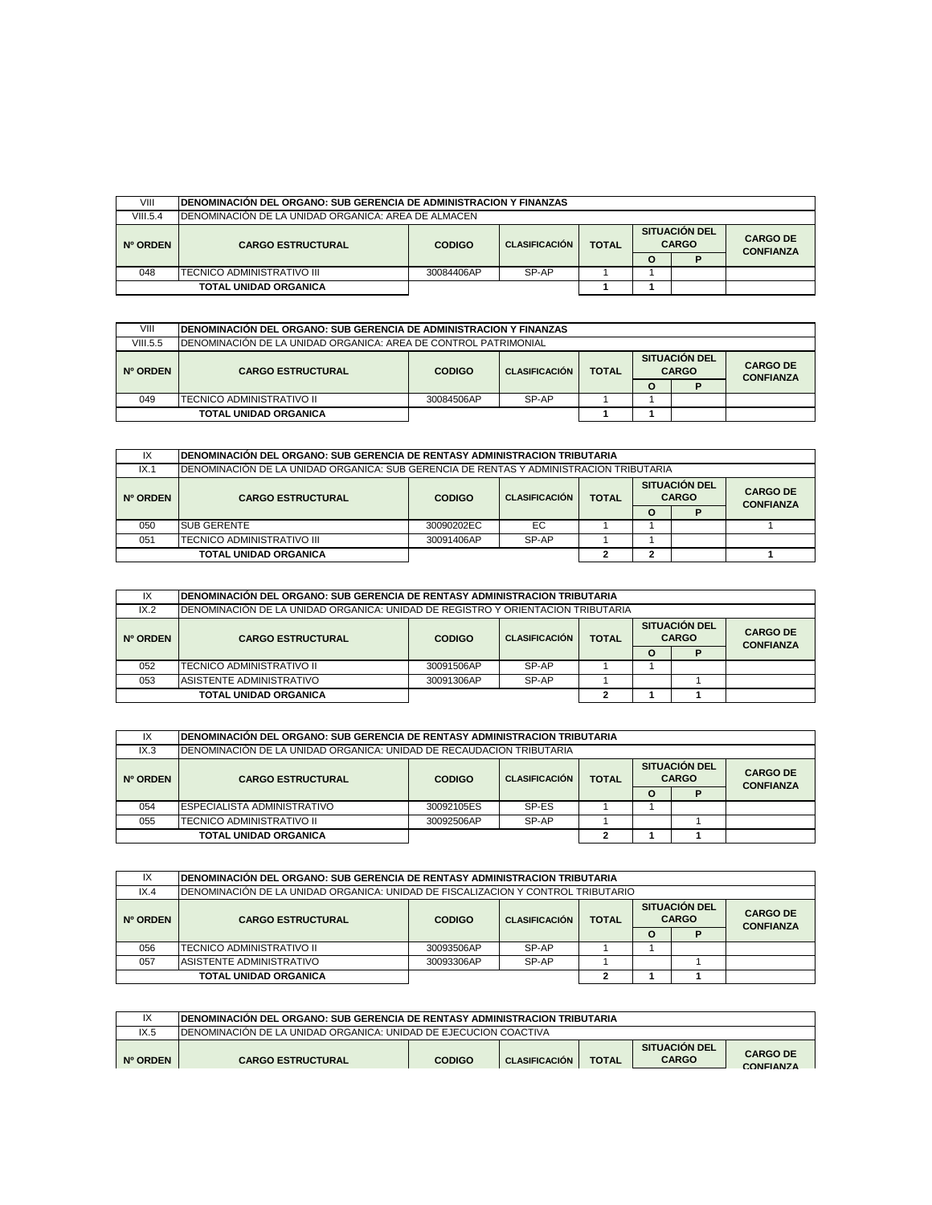| VIII | DENOMINACIÓN DEL ORGANO: SUB GERENCIA DE ADMINISTRACION Y FINANZAS | | | | | | |
|---|---|---|---|---|---|---|---|
| VIII.5.4 | DENOMINACIÓN DE LA UNIDAD ORGANICA: AREA DE ALMACEN | | | | | | |
| Nº ORDEN | CARGO ESTRUCTURAL | CODIGO | CLASIFICACIÓN | TOTAL | SITUACIÓN DEL CARGO | | CARGO DE CONFIANZA |
| | | | | | O | P | |
| 048 | TECNICO ADMINISTRATIVO III | 30084406AP | SP-AP | 1 | 1 | | |
| | TOTAL UNIDAD ORGANICA | | | 1 | 1 | | |

| VIII | DENOMINACIÓN DEL ORGANO: SUB GERENCIA DE ADMINISTRACION Y FINANZAS | | | | | | |
|---|---|---|---|---|---|---|---|
| VIII.5.5 | DENOMINACIÓN DE LA UNIDAD ORGANICA: AREA DE CONTROL PATRIMONIAL | | | | | | |
| Nº ORDEN | CARGO ESTRUCTURAL | CODIGO | CLASIFICACIÓN | TOTAL | SITUACIÓN DEL CARGO | | CARGO DE CONFIANZA |
| | | | | | O | P | |
| 049 | TECNICO ADMINISTRATIVO II | 30084506AP | SP-AP | 1 | 1 | | |
| | TOTAL UNIDAD ORGANICA | | | 1 | 1 | | |

| IX | DENOMINACIÓN DEL ORGANO: SUB GERENCIA DE RENTASY ADMINISTRACION TRIBUTARIA | | | | | | |
|---|---|---|---|---|---|---|---|
| IX.1 | DENOMINACIÓN DE LA UNIDAD ORGANICA: SUB GERENCIA DE RENTAS Y ADMINISTRACION TRIBUTARIA | | | | | | |
| Nº ORDEN | CARGO ESTRUCTURAL | CODIGO | CLASIFICACIÓN | TOTAL | SITUACIÓN DEL CARGO | | CARGO DE CONFIANZA |
| | | | | | O | P | |
| 050 | SUB GERENTE | 30090202EC | EC | 1 | 1 | | 1 |
| 051 | TECNICO ADMINISTRATIVO III | 30091406AP | SP-AP | 1 | 1 | | |
| | TOTAL UNIDAD ORGANICA | | | 2 | 2 | | 1 |

| IX | DENOMINACIÓN DEL ORGANO: SUB GERENCIA DE RENTASY ADMINISTRACION TRIBUTARIA | | | | | | |
|---|---|---|---|---|---|---|---|
| IX.2 | DENOMINACIÓN DE LA UNIDAD ORGANICA: UNIDAD DE REGISTRO Y ORIENTACION TRIBUTARIA | | | | | | |
| Nº ORDEN | CARGO ESTRUCTURAL | CODIGO | CLASIFICACIÓN | TOTAL | SITUACIÓN DEL CARGO | | CARGO DE CONFIANZA |
| | | | | | O | P | |
| 052 | TECNICO ADMINISTRATIVO II | 30091506AP | SP-AP | 1 | 1 | | |
| 053 | ASISTENTE ADMINISTRATIVO | 30091306AP | SP-AP | 1 | | 1 | |
| | TOTAL UNIDAD ORGANICA | | | 2 | 1 | 1 | |

| IX | DENOMINACIÓN DEL ORGANO: SUB GERENCIA DE RENTASY ADMINISTRACION TRIBUTARIA | | | | | | |
|---|---|---|---|---|---|---|---|
| IX.3 | DENOMINACIÓN DE LA UNIDAD ORGANICA: UNIDAD DE RECAUDACION TRIBUTARIA | | | | | | |
| Nº ORDEN | CARGO ESTRUCTURAL | CODIGO | CLASIFICACIÓN | TOTAL | SITUACIÓN DEL CARGO | | CARGO DE CONFIANZA |
| | | | | | O | P | |
| 054 | ESPECIALISTA ADMINISTRATIVO | 30092105ES | SP-ES | 1 | 1 | | |
| 055 | TECNICO ADMINISTRATIVO II | 30092506AP | SP-AP | 1 | | 1 | |
| | TOTAL UNIDAD ORGANICA | | | 2 | 1 | 1 | |

| IX | DENOMINACIÓN DEL ORGANO: SUB GERENCIA DE RENTASY ADMINISTRACION TRIBUTARIA | | | | | | |
|---|---|---|---|---|---|---|---|
| IX.4 | DENOMINACIÓN DE LA UNIDAD ORGANICA: UNIDAD DE FISCALIZACION Y CONTROL TRIBUTARIO | | | | | | |
| Nº ORDEN | CARGO ESTRUCTURAL | CODIGO | CLASIFICACIÓN | TOTAL | SITUACIÓN DEL CARGO | | CARGO DE CONFIANZA |
| | | | | | O | P | |
| 056 | TECNICO ADMINISTRATIVO II | 30093506AP | SP-AP | 1 | 1 | | |
| 057 | ASISTENTE ADMINISTRATIVO | 30093306AP | SP-AP | 1 | | 1 | |
| | TOTAL UNIDAD ORGANICA | | | 2 | 1 | 1 | |

| IX | DENOMINACIÓN DEL ORGANO: SUB GERENCIA DE RENTASY ADMINISTRACION TRIBUTARIA | | | | | | |
|---|---|---|---|---|---|---|---|
| IX.5 | DENOMINACIÓN DE LA UNIDAD ORGANICA: UNIDAD DE EJECUCION COACTIVA | | | | | | |
| Nº ORDEN | CARGO ESTRUCTURAL | CODIGO | CLASIFICACIÓN | TOTAL | SITUACIÓN DEL CARGO | | CARGO DE CONFIANZA |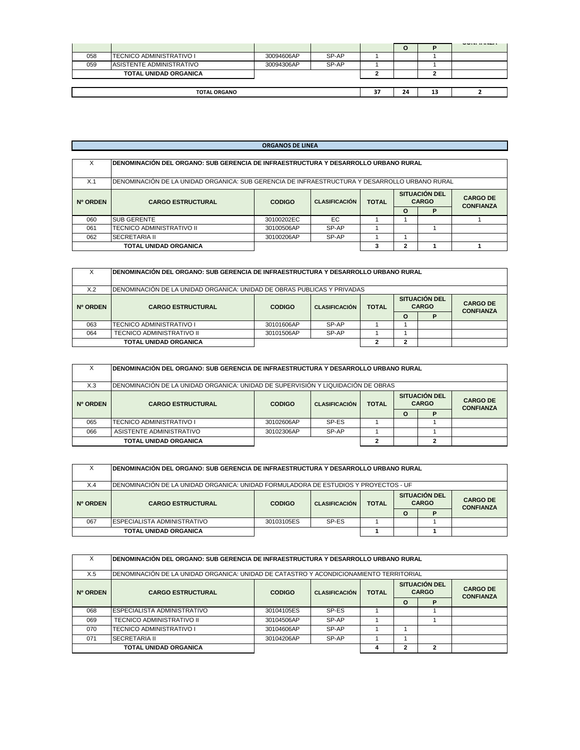| | | | | | O | P | CONFIANZA |
|---|---|---|---|---|---|---|---|
| 058 | TECNICO ADMINISTRATIVO I | 30094606AP | SP-AP | 1 | | 1 | |
| 059 | ASISTENTE ADMINISTRATIVO | 30094306AP | SP-AP | 1 | | 1 | |
| | **TOTAL UNIDAD ORGANICA** | | | **2** | | **2** | |

| **TOTAL ORGANO** | **37** | **24** | **13** | **2** |
|---|---|---|---|---|

## ORGANOS DE LINEA

| X | **DENOMINACIÓN DEL ORGANO: SUB GERENCIA DE INFRAESTRUCTURA Y DESARROLLO URBANO RURAL** | | | | | | |
|---|---|---|---|---|---|---|---|
| X.1 | DENOMINACIÓN DE LA UNIDAD ORGANICA: SUB GERENCIA DE INFRAESTRUCTURA Y DESARROLLO URBANO RURAL | | | | | | |
| **Nº ORDEN** | **CARGO ESTRUCTURAL** | **CODIGO** | **CLASIFICACIÓN** | **TOTAL** | **SITUACIÓN DEL CARGO** | | **CARGO DE CONFIANZA** |
| | | | | | **O** | **P** | |
| 060 | SUB GERENTE | 30100202EC | EC | 1 | 1 | | 1 |
| 061 | TECNICO ADMINISTRATIVO II | 30100506AP | SP-AP | 1 | | 1 | |
| 062 | SECRETARIA II | 30100206AP | SP-AP | 1 | 1 | | |
| | **TOTAL UNIDAD ORGANICA** | | | **3** | **2** | **1** | **1** |

| X | **DENOMINACIÓN DEL ORGANO: SUB GERENCIA DE INFRAESTRUCTURA Y DESARROLLO URBANO RURAL** | | | | | | |
|---|---|---|---|---|---|---|---|
| X.2 | DENOMINACIÓN DE LA UNIDAD ORGANICA: UNIDAD DE OBRAS PUBLICAS Y PRIVADAS | | | | | | |
| **Nº ORDEN** | **CARGO ESTRUCTURAL** | **CODIGO** | **CLASIFICACIÓN** | **TOTAL** | **SITUACIÓN DEL CARGO** | | **CARGO DE CONFIANZA** |
| | | | | | **O** | **P** | |
| 063 | TECNICO ADMINISTRATIVO I | 30101606AP | SP-AP | 1 | 1 | | |
| 064 | TECNICO ADMINISTRATIVO II | 30101506AP | SP-AP | 1 | 1 | | |
| | **TOTAL UNIDAD ORGANICA** | | | **2** | **2** | | |

| X | **DENOMINACIÓN DEL ORGANO: SUB GERENCIA DE INFRAESTRUCTURA Y DESARROLLO URBANO RURAL** | | | | | | |
|---|---|---|---|---|---|---|---|
| X.3 | DENOMINACIÓN DE LA UNIDAD ORGANICA: UNIDAD DE SUPERVISIÓN Y LIQUIDACIÓN DE OBRAS | | | | | | |
| **Nº ORDEN** | **CARGO ESTRUCTURAL** | **CODIGO** | **CLASIFICACIÓN** | **TOTAL** | **SITUACIÓN DEL CARGO** | | **CARGO DE CONFIANZA** |
| | | | | | **O** | **P** | |
| 065 | TECNICO ADMINISTRATIVO I | 30102606AP | SP-ES | 1 | | 1 | |
| 066 | ASISTENTE ADMINISTRATIVO | 30102306AP | SP-AP | 1 | | 1 | |
| | **TOTAL UNIDAD ORGANICA** | | | **2** | | **2** | |

| X | **DENOMINACIÓN DEL ORGANO: SUB GERENCIA DE INFRAESTRUCTURA Y DESARROLLO URBANO RURAL** | | | | | | |
|---|---|---|---|---|---|---|---|
| X.4 | DENOMINACIÓN DE LA UNIDAD ORGANICA: UNIDAD FORMULADORA DE ESTUDIOS Y PROYECTOS - UF | | | | | | |
| **Nº ORDEN** | **CARGO ESTRUCTURAL** | **CODIGO** | **CLASIFICACIÓN** | **TOTAL** | **SITUACIÓN DEL CARGO** | | **CARGO DE CONFIANZA** |
| | | | | | **O** | **P** | |
| 067 | ESPECIALISTA ADMINISTRATIVO | 30103105ES | SP-ES | 1 | | 1 | |
| | **TOTAL UNIDAD ORGANICA** | | | **1** | | **1** | |

| X | **DENOMINACIÓN DEL ORGANO: SUB GERENCIA DE INFRAESTRUCTURA Y DESARROLLO URBANO RURAL** | | | | | | |
|---|---|---|---|---|---|---|---|
| X.5 | DENOMINACIÓN DE LA UNIDAD ORGANICA: UNIDAD DE CATASTRO Y ACONDICIONAMIENTO TERRITORIAL | | | | | | |
| **Nº ORDEN** | **CARGO ESTRUCTURAL** | **CODIGO** | **CLASIFICACIÓN** | **TOTAL** | **SITUACIÓN DEL CARGO** | | **CARGO DE CONFIANZA** |
| | | | | | **O** | **P** | |
| 068 | ESPECIALISTA ADMINISTRATIVO | 30104105ES | SP-ES | 1 | | 1 | |
| 069 | TECNICO ADMINISTRATIVO II | 30104506AP | SP-AP | 1 | | 1 | |
| 070 | TECNICO ADMINISTRATIVO I | 30104606AP | SP-AP | 1 | 1 | | |
| 071 | SECRETARIA II | 30104206AP | SP-AP | 1 | 1 | | |
| | **TOTAL UNIDAD ORGANICA** | | | **4** | **2** | **2** | |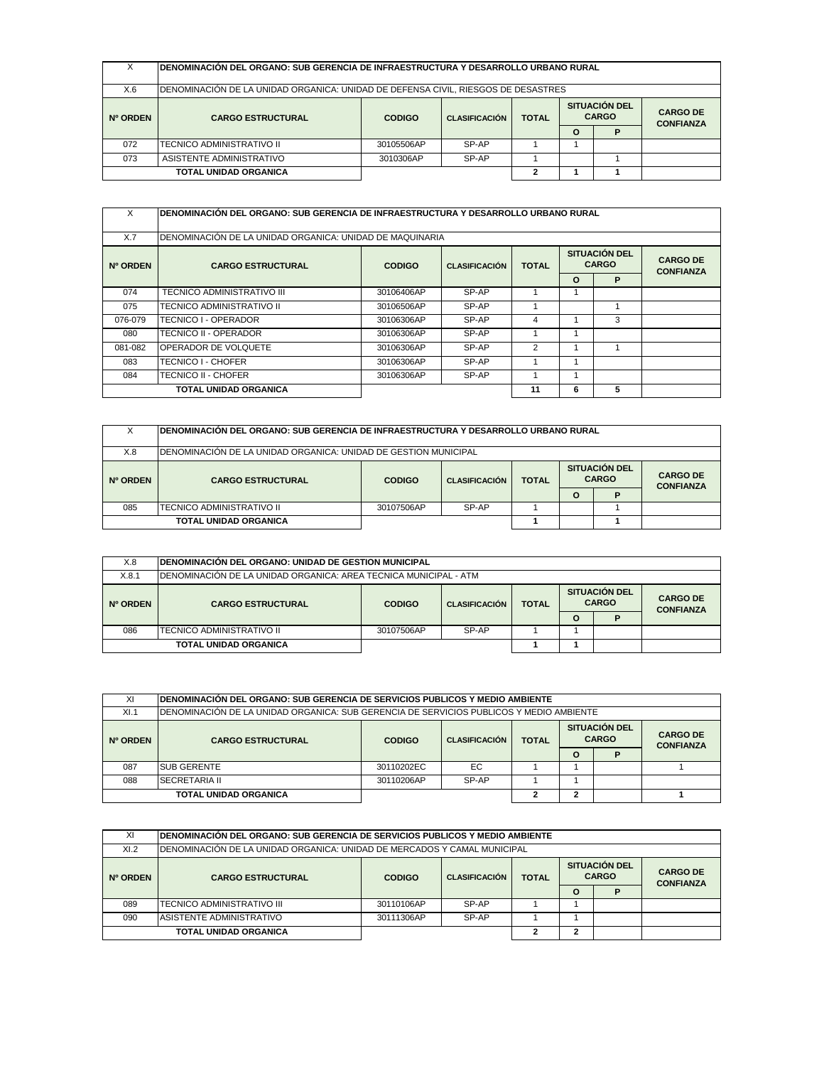| X | DENOMINACIÓN DEL ORGANO: SUB GERENCIA DE INFRAESTRUCTURA Y DESARROLLO URBANO RURAL | | | | | | |
|---|---|---|---|---|---|---|---|
| X.6 | DENOMINACIÓN DE LA UNIDAD ORGANICA: UNIDAD DE DEFENSA CIVIL, RIESGOS DE DESASTRES | | | | | | |
| Nº ORDEN | CARGO ESTRUCTURAL | CODIGO | CLASIFICACIÓN | TOTAL | SITUACIÓN DEL CARGO | | CARGO DE CONFIANZA |
| | | | | | O | P | |
| 072 | TECNICO ADMINISTRATIVO II | 30105506AP | SP-AP | 1 | 1 | | |
| 073 | ASISTENTE ADMINISTRATIVO | 3010306AP | SP-AP | 1 | | 1 | |
| TOTAL UNIDAD ORGANICA | | | | 2 | 1 | 1 | |

| X | DENOMINACIÓN DEL ORGANO: SUB GERENCIA DE INFRAESTRUCTURA Y DESARROLLO URBANO RURAL | | | | | | |
|---|---|---|---|---|---|---|---|
| X.7 | DENOMINACIÓN DE LA UNIDAD ORGANICA: UNIDAD DE MAQUINARIA | | | | | | |
| Nº ORDEN | CARGO ESTRUCTURAL | CODIGO | CLASIFICACIÓN | TOTAL | SITUACIÓN DEL CARGO | | CARGO DE CONFIANZA |
| | | | | | O | P | |
| 074 | TECNICO ADMINISTRATIVO III | 30106406AP | SP-AP | 1 | 1 | | |
| 075 | TECNICO ADMINISTRATIVO II | 30106506AP | SP-AP | 1 | | 1 | |
| 076-079 | TECNICO I - OPERADOR | 30106306AP | SP-AP | 4 | 1 | 3 | |
| 080 | TECNICO II - OPERADOR | 30106306AP | SP-AP | 1 | 1 | | |
| 081-082 | OPERADOR DE VOLQUETE | 30106306AP | SP-AP | 2 | 1 | 1 | |
| 083 | TECNICO I - CHOFER | 30106306AP | SP-AP | 1 | 1 | | |
| 084 | TECNICO II - CHOFER | 30106306AP | SP-AP | 1 | 1 | | |
| TOTAL UNIDAD ORGANICA | | | | 11 | 6 | 5 | |

| X | DENOMINACIÓN DEL ORGANO: SUB GERENCIA DE INFRAESTRUCTURA Y DESARROLLO URBANO RURAL | | | | | | |
|---|---|---|---|---|---|---|---|
| X.8 | DENOMINACIÓN DE LA UNIDAD ORGANICA: UNIDAD DE GESTION MUNICIPAL | | | | | | |
| Nº ORDEN | CARGO ESTRUCTURAL | CODIGO | CLASIFICACIÓN | TOTAL | SITUACIÓN DEL CARGO | | CARGO DE CONFIANZA |
| | | | | | O | P | |
| 085 | TECNICO ADMINISTRATIVO II | 30107506AP | SP-AP | 1 | | 1 | |
| TOTAL UNIDAD ORGANICA | | | | 1 | | 1 | |

| X.8 | DENOMINACIÓN DEL ORGANO: UNIDAD DE GESTION MUNICIPAL | | | | | | |
|---|---|---|---|---|---|---|---|
| X.8.1 | DENOMINACIÓN DE LA UNIDAD ORGANICA: AREA TECNICA MUNICIPAL - ATM | | | | | | |
| Nº ORDEN | CARGO ESTRUCTURAL | CODIGO | CLASIFICACIÓN | TOTAL | SITUACIÓN DEL CARGO | | CARGO DE CONFIANZA |
| | | | | | O | P | |
| 086 | TECNICO ADMINISTRATIVO II | 30107506AP | SP-AP | 1 | 1 | | |
| TOTAL UNIDAD ORGANICA | | | | 1 | 1 | | |

| XI | DENOMINACIÓN DEL ORGANO: SUB GERENCIA DE SERVICIOS PUBLICOS Y MEDIO AMBIENTE | | | | | | |
|---|---|---|---|---|---|---|---|
| XI.1 | DENOMINACIÓN DE LA UNIDAD ORGANICA: SUB GERENCIA DE SERVICIOS PUBLICOS Y MEDIO AMBIENTE | | | | | | |
| Nº ORDEN | CARGO ESTRUCTURAL | CODIGO | CLASIFICACIÓN | TOTAL | SITUACIÓN DEL CARGO | | CARGO DE CONFIANZA |
| | | | | | O | P | |
| 087 | SUB GERENTE | 30110202EC | EC | 1 | 1 | | 1 |
| 088 | SECRETARIA II | 30110206AP | SP-AP | 1 | 1 | | |
| TOTAL UNIDAD ORGANICA | | | | 2 | 2 | | 1 |

| XI | DENOMINACIÓN DEL ORGANO: SUB GERENCIA DE SERVICIOS PUBLICOS Y MEDIO AMBIENTE | | | | | | |
|---|---|---|---|---|---|---|---|
| XI.2 | DENOMINACIÓN DE LA UNIDAD ORGANICA: UNIDAD DE MERCADOS Y CAMAL MUNICIPAL | | | | | | |
| Nº ORDEN | CARGO ESTRUCTURAL | CODIGO | CLASIFICACIÓN | TOTAL | SITUACIÓN DEL CARGO | | CARGO DE CONFIANZA |
| | | | | | O | P | |
| 089 | TECNICO ADMINISTRATIVO III | 30110106AP | SP-AP | 1 | 1 | | |
| 090 | ASISTENTE ADMINISTRATIVO | 30111306AP | SP-AP | 1 | 1 | | |
| TOTAL UNIDAD ORGANICA | | | | 2 | 2 | | |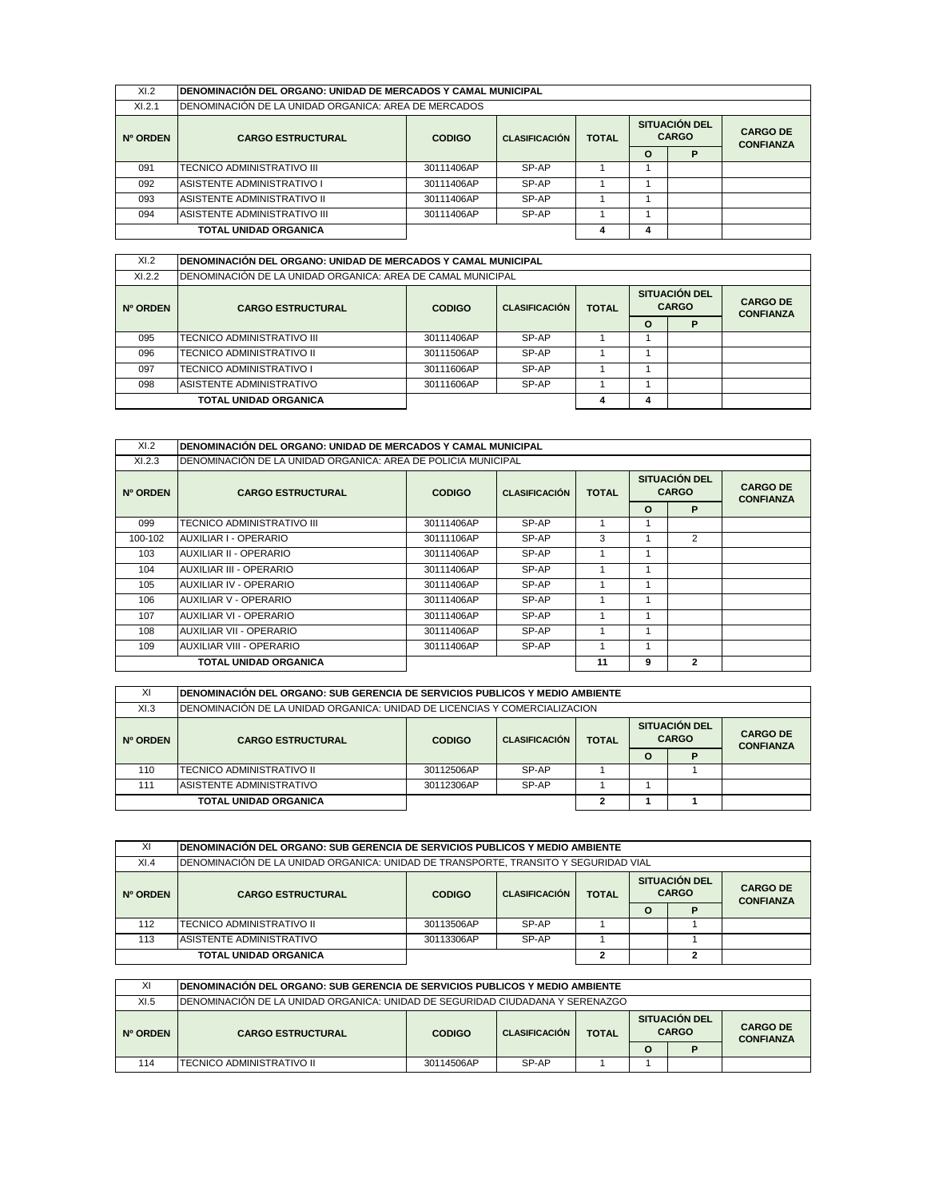| XI.2 | DENOMINACIÓN DEL ORGANO: UNIDAD DE MERCADOS Y CAMAL MUNICIPAL | | | | | | |
|---|---|---|---|---|---|---|---|
| XI.2.1 | DENOMINACIÓN DE LA UNIDAD ORGANICA: AREA DE MERCADOS | | | | | | |
| Nº ORDEN | CARGO ESTRUCTURAL | CODIGO | CLASIFICACIÓN | TOTAL | SITUACIÓN DEL CARGO | | CARGO DE CONFIANZA |
| | | | | | O | P | |
| 091 | TECNICO ADMINISTRATIVO III | 30111406AP | SP-AP | 1 | 1 | | |
| 092 | ASISTENTE ADMINISTRATIVO I | 30111406AP | SP-AP | 1 | 1 | | |
| 093 | ASISTENTE ADMINISTRATIVO II | 30111406AP | SP-AP | 1 | 1 | | |
| 094 | ASISTENTE ADMINISTRATIVO III | 30111406AP | SP-AP | 1 | 1 | | |
| | TOTAL UNIDAD ORGANICA | | | 4 | 4 | | |

| XI.2 | DENOMINACIÓN DEL ORGANO: UNIDAD DE MERCADOS Y CAMAL MUNICIPAL | | | | | | |
|---|---|---|---|---|---|---|---|
| XI.2.2 | DENOMINACIÓN DE LA UNIDAD ORGANICA: AREA DE CAMAL MUNICIPAL | | | | | | |
| Nº ORDEN | CARGO ESTRUCTURAL | CODIGO | CLASIFICACIÓN | TOTAL | SITUACIÓN DEL CARGO | | CARGO DE CONFIANZA |
| | | | | | O | P | |
| 095 | TECNICO ADMINISTRATIVO III | 30111406AP | SP-AP | 1 | 1 | | |
| 096 | TECNICO ADMINISTRATIVO II | 30111506AP | SP-AP | 1 | 1 | | |
| 097 | TECNICO ADMINISTRATIVO I | 30111606AP | SP-AP | 1 | 1 | | |
| 098 | ASISTENTE ADMINISTRATIVO | 30111606AP | SP-AP | 1 | 1 | | |
| | TOTAL UNIDAD ORGANICA | | | 4 | 4 | | |

| XI.2 | DENOMINACIÓN DEL ORGANO: UNIDAD DE MERCADOS Y CAMAL MUNICIPAL | | | | | | |
|---|---|---|---|---|---|---|---|
| XI.2.3 | DENOMINACIÓN DE LA UNIDAD ORGANICA: AREA DE POLICIA MUNICIPAL | | | | | | |
| Nº ORDEN | CARGO ESTRUCTURAL | CODIGO | CLASIFICACIÓN | TOTAL | SITUACIÓN DEL CARGO | | CARGO DE CONFIANZA |
| | | | | | O | P | |
| 099 | TECNICO ADMINISTRATIVO III | 30111406AP | SP-AP | 1 | 1 | | |
| 100-102 | AUXILIAR I - OPERARIO | 30111106AP | SP-AP | 3 | 1 | 2 | |
| 103 | AUXILIAR II - OPERARIO | 30111406AP | SP-AP | 1 | 1 | | |
| 104 | AUXILIAR III - OPERARIO | 30111406AP | SP-AP | 1 | 1 | | |
| 105 | AUXILIAR IV - OPERARIO | 30111406AP | SP-AP | 1 | 1 | | |
| 106 | AUXILIAR V - OPERARIO | 30111406AP | SP-AP | 1 | 1 | | |
| 107 | AUXILIAR VI - OPERARIO | 30111406AP | SP-AP | 1 | 1 | | |
| 108 | AUXILIAR VII - OPERARIO | 30111406AP | SP-AP | 1 | 1 | | |
| 109 | AUXILIAR VIII - OPERARIO | 30111406AP | SP-AP | 1 | 1 | | |
| | TOTAL UNIDAD ORGANICA | | | 11 | 9 | 2 | |

| XI | DENOMINACIÓN DEL ORGANO: SUB GERENCIA DE SERVICIOS PUBLICOS Y MEDIO AMBIENTE | | | | | | |
|---|---|---|---|---|---|---|---|
| XI.3 | DENOMINACIÓN DE LA UNIDAD ORGANICA: UNIDAD DE LICENCIAS Y COMERCIALIZACION | | | | | | |
| Nº ORDEN | CARGO ESTRUCTURAL | CODIGO | CLASIFICACIÓN | TOTAL | SITUACIÓN DEL CARGO | | CARGO DE CONFIANZA |
| | | | | | O | P | |
| 110 | TECNICO ADMINISTRATIVO II | 30112506AP | SP-AP | 1 | | 1 | |
| 111 | ASISTENTE ADMINISTRATIVO | 30112306AP | SP-AP | 1 | 1 | | |
| | TOTAL UNIDAD ORGANICA | | | 2 | 1 | 1 | |

| XI | DENOMINACIÓN DEL ORGANO: SUB GERENCIA DE SERVICIOS PUBLICOS Y MEDIO AMBIENTE | | | | | | |
|---|---|---|---|---|---|---|---|
| XI.4 | DENOMINACIÓN DE LA UNIDAD ORGANICA: UNIDAD DE TRANSPORTE, TRANSITO Y SEGURIDAD VIAL | | | | | | |
| Nº ORDEN | CARGO ESTRUCTURAL | CODIGO | CLASIFICACIÓN | TOTAL | SITUACIÓN DEL CARGO | | CARGO DE CONFIANZA |
| | | | | | O | P | |
| 112 | TECNICO ADMINISTRATIVO II | 30113506AP | SP-AP | 1 | | 1 | |
| 113 | ASISTENTE ADMINISTRATIVO | 30113306AP | SP-AP | 1 | | 1 | |
| | TOTAL UNIDAD ORGANICA | | | 2 | | 2 | |

| XI | DENOMINACIÓN DEL ORGANO: SUB GERENCIA DE SERVICIOS PUBLICOS Y MEDIO AMBIENTE | | | | | | |
|---|---|---|---|---|---|---|---|
| XI.5 | DENOMINACIÓN DE LA UNIDAD ORGANICA: UNIDAD DE SEGURIDAD CIUDADANA Y SERENAZGO | | | | | | |
| Nº ORDEN | CARGO ESTRUCTURAL | CODIGO | CLASIFICACIÓN | TOTAL | SITUACIÓN DEL CARGO | | CARGO DE CONFIANZA |
| | | | | | O | P | |
| 114 | TECNICO ADMINISTRATIVO II | 30114506AP | SP-AP | 1 | 1 | | |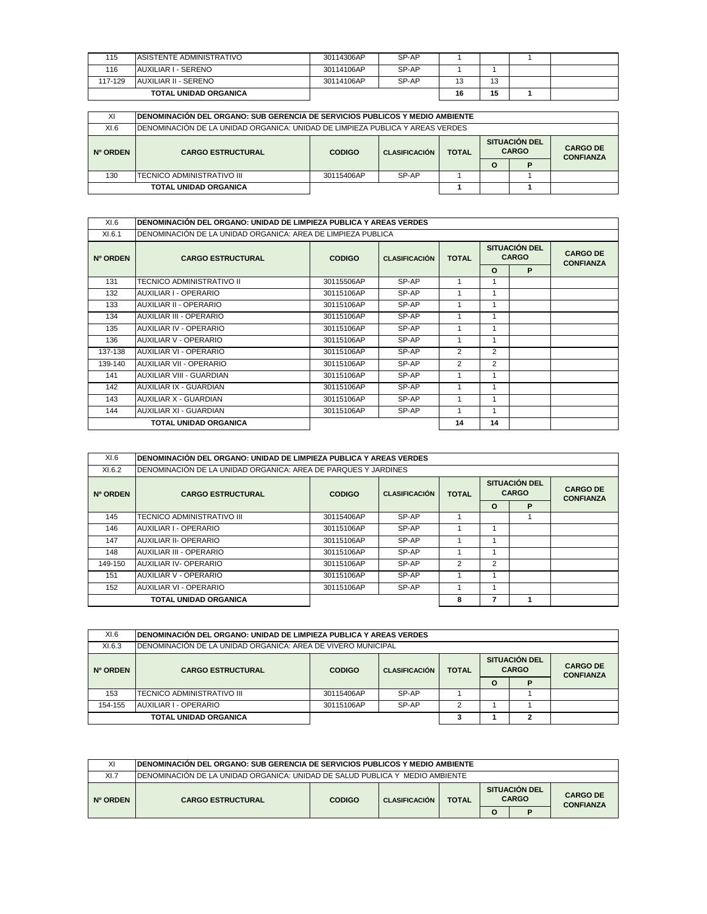| 115 | ASISTENTE ADMINISTRATIVO | 30114306AP | SP-AP | 1 | | 1 | |
|---|---|---|---|---|---|---|---|
| 116 | AUXILIAR I - SERENO | 30114106AP | SP-AP | 1 | 1 | | |
| 117-129 | AUXILIAR II - SERENO | 30114106AP | SP-AP | 13 | 13 | | |
| **TOTAL UNIDAD ORGANICA** | | | | **16** | **15** | **1** | |

| XI | **DENOMINACIÓN DEL ORGANO: SUB GERENCIA DE SERVICIOS PUBLICOS Y MEDIO AMBIENTE** | | | | | | |
|---|---|---|---|---|---|---|---|
| XI.6 | DENOMINACIÓN DE LA UNIDAD ORGANICA: UNIDAD DE LIMPIEZA PUBLICA Y AREAS VERDES | | | | | | |
| **Nº ORDEN** | **CARGO ESTRUCTURAL** | **CODIGO** | **CLASIFICACIÓN** | **TOTAL** | **SITUACIÓN DEL CARGO** | | **CARGO DE CONFIANZA** |
| | | | | | **O** | **P** | |
| 130 | TECNICO ADMINISTRATIVO III | 30115406AP | SP-AP | 1 | | 1 | |
| **TOTAL UNIDAD ORGANICA** | | | | **1** | | **1** | |

| XI.6 | **DENOMINACIÓN DEL ORGANO: UNIDAD DE LIMPIEZA PUBLICA Y AREAS VERDES** | | | | | | |
|---|---|---|---|---|---|---|---|
| XI.6.1 | DENOMINACIÓN DE LA UNIDAD ORGANICA: AREA DE LIMPIEZA PUBLICA | | | | | | |
| **Nº ORDEN** | **CARGO ESTRUCTURAL** | **CODIGO** | **CLASIFICACIÓN** | **TOTAL** | **SITUACIÓN DEL CARGO** | | **CARGO DE CONFIANZA** |
| | | | | | **O** | **P** | |
| 131 | TECNICO ADMINISTRATIVO II | 30115506AP | SP-AP | 1 | 1 | | |
| 132 | AUXILIAR I - OPERARIO | 30115106AP | SP-AP | 1 | 1 | | |
| 133 | AUXILIAR II - OPERARIO | 30115106AP | SP-AP | 1 | 1 | | |
| 134 | AUXILIAR III - OPERARIO | 30115106AP | SP-AP | 1 | 1 | | |
| 135 | AUXILIAR IV - OPERARIO | 30115106AP | SP-AP | 1 | 1 | | |
| 136 | AUXILIAR V - OPERARIO | 30115106AP | SP-AP | 1 | 1 | | |
| 137-138 | AUXILIAR VI - OPERARIO | 30115106AP | SP-AP | 2 | 2 | | |
| 139-140 | AUXILIAR VII - OPERARIO | 30115106AP | SP-AP | 2 | 2 | | |
| 141 | AUXILIAR VIII - GUARDIAN | 30115106AP | SP-AP | 1 | 1 | | |
| 142 | AUXILIAR IX - GUARDIAN | 30115106AP | SP-AP | 1 | 1 | | |
| 143 | AUXILIAR X - GUARDIAN | 30115106AP | SP-AP | 1 | 1 | | |
| 144 | AUXILIAR XI - GUARDIAN | 30115106AP | SP-AP | 1 | 1 | | |
| **TOTAL UNIDAD ORGANICA** | | | | **14** | **14** | | |

| XI.6 | **DENOMINACIÓN DEL ORGANO: UNIDAD DE LIMPIEZA PUBLICA Y AREAS VERDES** | | | | | | |
|---|---|---|---|---|---|---|---|
| XI.6.2 | DENOMINACIÓN DE LA UNIDAD ORGANICA: AREA DE PARQUES Y JARDINES | | | | | | |
| **Nº ORDEN** | **CARGO ESTRUCTURAL** | **CODIGO** | **CLASIFICACIÓN** | **TOTAL** | **SITUACIÓN DEL CARGO** | | **CARGO DE CONFIANZA** |
| | | | | | **O** | **P** | |
| 145 | TECNICO ADMINISTRATIVO III | 30115406AP | SP-AP | 1 | | 1 | |
| 146 | AUXILIAR I - OPERARIO | 30115106AP | SP-AP | 1 | 1 | | |
| 147 | AUXILIAR II- OPERARIO | 30115106AP | SP-AP | 1 | 1 | | |
| 148 | AUXILIAR III - OPERARIO | 30115106AP | SP-AP | 1 | 1 | | |
| 149-150 | AUXILIAR IV- OPERARIO | 30115106AP | SP-AP | 2 | 2 | | |
| 151 | AUXILIAR V - OPERARIO | 30115106AP | SP-AP | 1 | 1 | | |
| 152 | AUXILIAR VI - OPERARIO | 30115106AP | SP-AP | 1 | 1 | | |
| **TOTAL UNIDAD ORGANICA** | | | | **8** | **7** | **1** | |

| XI.6 | **DENOMINACIÓN DEL ORGANO: UNIDAD DE LIMPIEZA PUBLICA Y AREAS VERDES** | | | | | | |
|---|---|---|---|---|---|---|---|
| XI.6.3 | DENOMINACIÓN DE LA UNIDAD ORGANICA: AREA DE VIVERO MUNICIPAL | | | | | | |
| **Nº ORDEN** | **CARGO ESTRUCTURAL** | **CODIGO** | **CLASIFICACIÓN** | **TOTAL** | **SITUACIÓN DEL CARGO** | | **CARGO DE CONFIANZA** |
| | | | | | **O** | **P** | |
| 153 | TECNICO ADMINISTRATIVO III | 30115406AP | SP-AP | 1 | | 1 | |
| 154-155 | AUXILIAR I - OPERARIO | 30115106AP | SP-AP | 2 | 1 | 1 | |
| **TOTAL UNIDAD ORGANICA** | | | | **3** | **1** | **2** | |

| XI | **DENOMINACIÓN DEL ORGANO: SUB GERENCIA DE SERVICIOS PUBLICOS Y MEDIO AMBIENTE** | | | | | | |
|---|---|---|---|---|---|---|---|
| XI.7 | DENOMINACIÓN DE LA UNIDAD ORGANICA: UNIDAD DE SALUD PUBLICA Y MEDIO AMBIENTE | | | | | | |
| **Nº ORDEN** | **CARGO ESTRUCTURAL** | **CODIGO** | **CLASIFICACIÓN** | **TOTAL** | **SITUACIÓN DEL CARGO** | | **CARGO DE CONFIANZA** |
| | | | | | **O** | **P** | |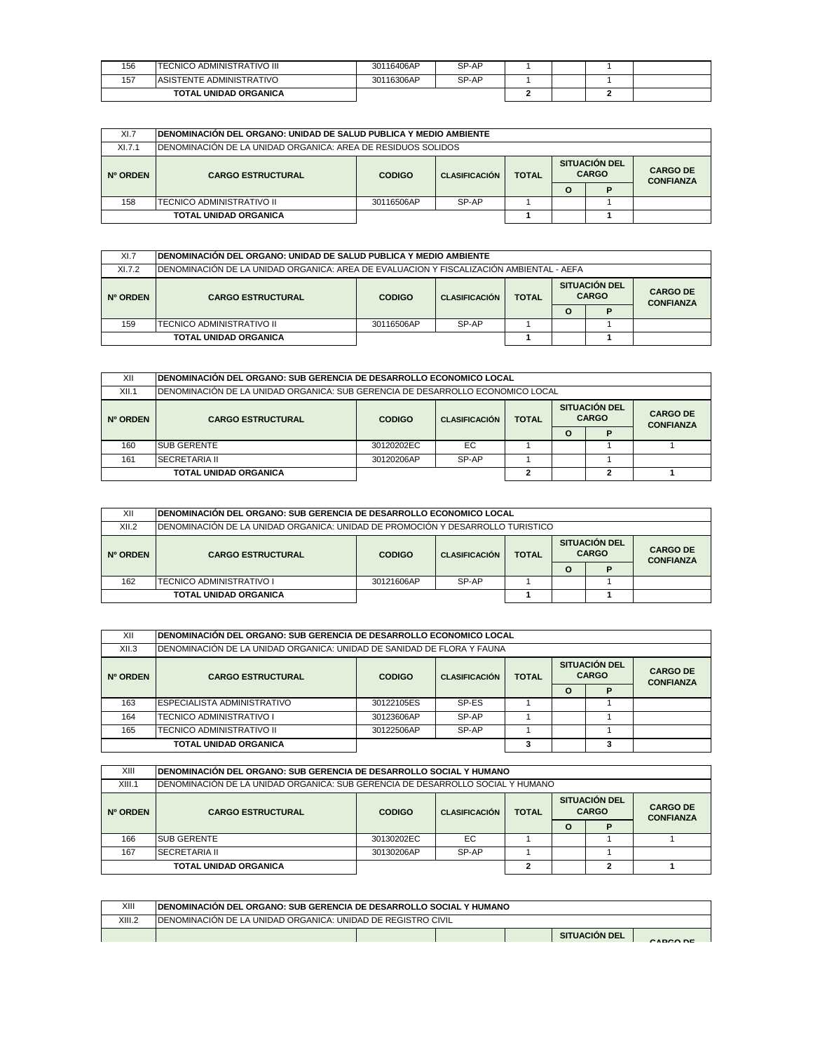| 156 | TECNICO ADMINISTRATIVO III | 30116406AP | SP-AP | 1 | | 1 | |
|---|---|---|---|---|---|---|---|
| 157 | ASISTENTE ADMINISTRATIVO | 30116306AP | SP-AP | 1 | | 1 | |
| **TOTAL UNIDAD ORGANICA** | | | | **2** | | **2** | |

| XI.7 | **DENOMINACIÓN DEL ORGANO: UNIDAD DE SALUD PUBLICA Y MEDIO AMBIENTE** | | | | | | |
|---|---|---|---|---|---|---|---|
| XI.7.1 | DENOMINACIÓN DE LA UNIDAD ORGANICA: AREA DE RESIDUOS SOLIDOS | | | | | | |
| **Nº ORDEN** | **CARGO ESTRUCTURAL** | **CODIGO** | **CLASIFICACIÓN** | **TOTAL** | **SITUACIÓN DEL CARGO** | | **CARGO DE CONFIANZA** |
| | | | | | **O** | **P** | |
| 158 | TECNICO ADMINISTRATIVO II | 30116506AP | SP-AP | 1 | | 1 | |
| **TOTAL UNIDAD ORGANICA** | | | | **1** | | **1** | |

| XI.7 | **DENOMINACIÓN DEL ORGANO: UNIDAD DE SALUD PUBLICA Y MEDIO AMBIENTE** | | | | | | |
|---|---|---|---|---|---|---|---|
| XI.7.2 | DENOMINACIÓN DE LA UNIDAD ORGANICA: AREA DE EVALUACION Y FISCALIZACIÓN AMBIENTAL - AEFA | | | | | | |
| **Nº ORDEN** | **CARGO ESTRUCTURAL** | **CODIGO** | **CLASIFICACIÓN** | **TOTAL** | **SITUACIÓN DEL CARGO** | | **CARGO DE CONFIANZA** |
| | | | | | **O** | **P** | |
| 159 | TECNICO ADMINISTRATIVO II | 30116506AP | SP-AP | 1 | | 1 | |
| **TOTAL UNIDAD ORGANICA** | | | | **1** | | **1** | |

| XII | **DENOMINACIÓN DEL ORGANO: SUB GERENCIA DE DESARROLLO ECONOMICO LOCAL** | | | | | | |
|---|---|---|---|---|---|---|---|
| XII.1 | DENOMINACIÓN DE LA UNIDAD ORGANICA: SUB GERENCIA DE DESARROLLO ECONOMICO LOCAL | | | | | | |
| **Nº ORDEN** | **CARGO ESTRUCTURAL** | **CODIGO** | **CLASIFICACIÓN** | **TOTAL** | **SITUACIÓN DEL CARGO** | | **CARGO DE CONFIANZA** |
| | | | | | **O** | **P** | |
| 160 | SUB GERENTE | 30120202EC | EC | 1 | | 1 | 1 |
| 161 | SECRETARIA II | 30120206AP | SP-AP | 1 | | 1 | |
| **TOTAL UNIDAD ORGANICA** | | | | **2** | | **2** | **1** |

| XII | **DENOMINACIÓN DEL ORGANO: SUB GERENCIA DE DESARROLLO ECONOMICO LOCAL** | | | | | | |
|---|---|---|---|---|---|---|---|
| XII.2 | DENOMINACIÓN DE LA UNIDAD ORGANICA: UNIDAD DE PROMOCIÓN Y DESARROLLO TURISTICO | | | | | | |
| **Nº ORDEN** | **CARGO ESTRUCTURAL** | **CODIGO** | **CLASIFICACIÓN** | **TOTAL** | **SITUACIÓN DEL CARGO** | | **CARGO DE CONFIANZA** |
| | | | | | **O** | **P** | |
| 162 | TECNICO ADMINISTRATIVO I | 30121606AP | SP-AP | 1 | | 1 | |
| **TOTAL UNIDAD ORGANICA** | | | | **1** | | **1** | |

| XII | **DENOMINACIÓN DEL ORGANO: SUB GERENCIA DE DESARROLLO ECONOMICO LOCAL** | | | | | | |
|---|---|---|---|---|---|---|---|
| XII.3 | DENOMINACIÓN DE LA UNIDAD ORGANICA: UNIDAD DE SANIDAD DE FLORA Y FAUNA | | | | | | |
| **Nº ORDEN** | **CARGO ESTRUCTURAL** | **CODIGO** | **CLASIFICACIÓN** | **TOTAL** | **SITUACIÓN DEL CARGO** | | **CARGO DE CONFIANZA** |
| | | | | | **O** | **P** | |
| 163 | ESPECIALISTA ADMINISTRATIVO | 30122105ES | SP-ES | 1 | | 1 | |
| 164 | TECNICO ADMINISTRATIVO I | 30123606AP | SP-AP | 1 | | 1 | |
| 165 | TECNICO ADMINISTRATIVO II | 30122506AP | SP-AP | 1 | | 1 | |
| **TOTAL UNIDAD ORGANICA** | | | | **3** | | **3** | |

| XIII | **DENOMINACIÓN DEL ORGANO: SUB GERENCIA DE DESARROLLO SOCIAL Y HUMANO** | | | | | | |
|---|---|---|---|---|---|---|---|
| XIII.1 | DENOMINACIÓN DE LA UNIDAD ORGANICA: SUB GERENCIA DE DESARROLLO SOCIAL Y HUMANO | | | | | | |
| **Nº ORDEN** | **CARGO ESTRUCTURAL** | **CODIGO** | **CLASIFICACIÓN** | **TOTAL** | **SITUACIÓN DEL CARGO** | | **CARGO DE CONFIANZA** |
| | | | | | **O** | **P** | |
| 166 | SUB GERENTE | 30130202EC | EC | 1 | | 1 | 1 |
| 167 | SECRETARIA II | 30130206AP | SP-AP | 1 | | 1 | |
| **TOTAL UNIDAD ORGANICA** | | | | **2** | | **2** | **1** |

| XIII | **DENOMINACIÓN DEL ORGANO: SUB GERENCIA DE DESARROLLO SOCIAL Y HUMANO** | | | | | | |
|---|---|---|---|---|---|---|---|
| XIII.2 | DENOMINACIÓN DE LA UNIDAD ORGANICA: UNIDAD DE REGISTRO CIVIL | | | | | | |
| | | | | | **SITUACIÓN DEL** | | **CARGO DE** |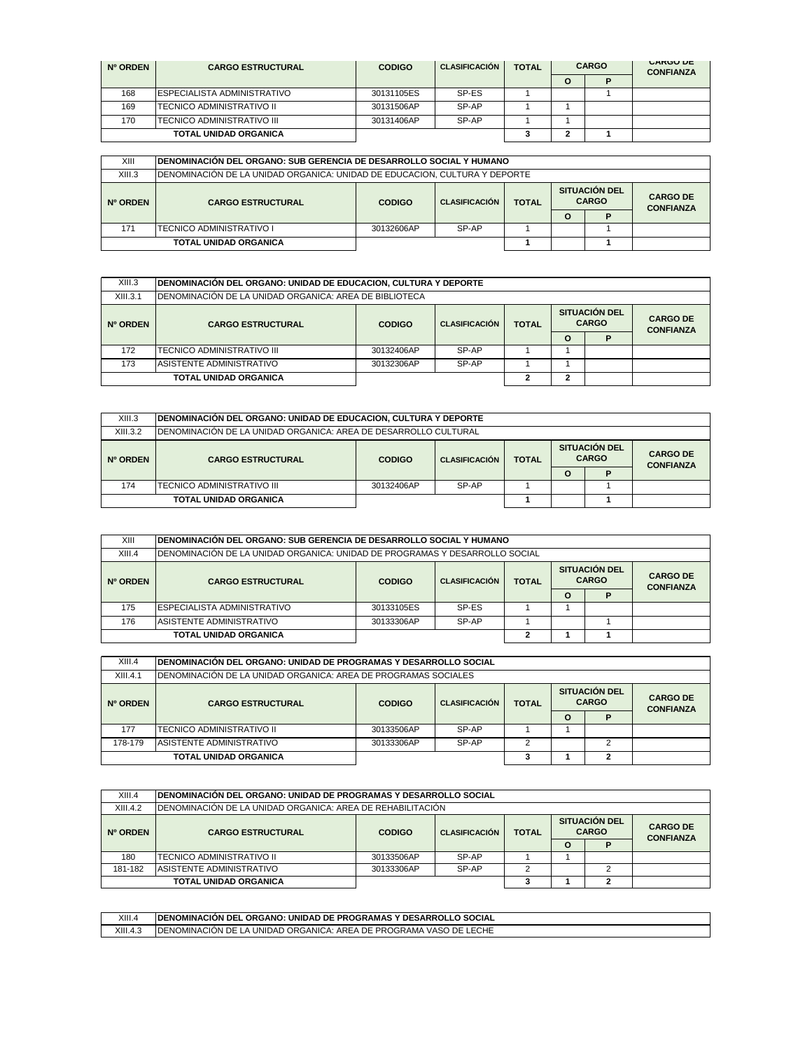| Nº ORDEN | CARGO ESTRUCTURAL | CODIGO | CLASIFICACIÓN | TOTAL | CARGO | | CARGO DE CONFIANZA |
|---|---|---|---|---|---|---|---|
| | | | | | O | P | |
| 168 | ESPECIALISTA ADMINISTRATIVO | 30131105ES | SP-ES | 1 | | 1 | |
| 169 | TECNICO ADMINISTRATIVO II | 30131506AP | SP-AP | 1 | 1 | | |
| 170 | TECNICO ADMINISTRATIVO III | 30131406AP | SP-AP | 1 | 1 | | |
| | TOTAL UNIDAD ORGANICA | | | 3 | 2 | 1 | |

| XIII | DENOMINACIÓN DEL ORGANO: SUB GERENCIA DE DESARROLLO SOCIAL Y HUMANO | | | | | | |
|---|---|---|---|---|---|---|---|
| XIII.3 | DENOMINACIÓN DE LA UNIDAD ORGANICA: UNIDAD DE EDUCACION, CULTURA Y DEPORTE | | | | | | |
| Nº ORDEN | CARGO ESTRUCTURAL | CODIGO | CLASIFICACIÓN | TOTAL | SITUACIÓN DEL CARGO | | CARGO DE CONFIANZA |
| | | | | | O | P | |
| 171 | TECNICO ADMINISTRATIVO I | 30132606AP | SP-AP | 1 | | 1 | |
| | TOTAL UNIDAD ORGANICA | | | 1 | | 1 | |

| XIII.3 | DENOMINACIÓN DEL ORGANO: UNIDAD DE EDUCACION, CULTURA Y DEPORTE | | | | | | |
|---|---|---|---|---|---|---|---|
| XIII.3.1 | DENOMINACIÓN DE LA UNIDAD ORGANICA: AREA DE BIBLIOTECA | | | | | | |
| Nº ORDEN | CARGO ESTRUCTURAL | CODIGO | CLASIFICACIÓN | TOTAL | SITUACIÓN DEL CARGO | | CARGO DE CONFIANZA |
| | | | | | O | P | |
| 172 | TECNICO ADMINISTRATIVO III | 30132406AP | SP-AP | 1 | 1 | | |
| 173 | ASISTENTE ADMINISTRATIVO | 30132306AP | SP-AP | 1 | 1 | | |
| | TOTAL UNIDAD ORGANICA | | | 2 | 2 | | |

| XIII.3 | DENOMINACIÓN DEL ORGANO: UNIDAD DE EDUCACION, CULTURA Y DEPORTE | | | | | | |
|---|---|---|---|---|---|---|---|
| XIII.3.2 | DENOMINACIÓN DE LA UNIDAD ORGANICA: AREA DE DESARROLLO CULTURAL | | | | | | |
| Nº ORDEN | CARGO ESTRUCTURAL | CODIGO | CLASIFICACIÓN | TOTAL | SITUACIÓN DEL CARGO | | CARGO DE CONFIANZA |
| | | | | | O | P | |
| 174 | TECNICO ADMINISTRATIVO III | 30132406AP | SP-AP | 1 | | 1 | |
| | TOTAL UNIDAD ORGANICA | | | 1 | | 1 | |

| XIII | DENOMINACIÓN DEL ORGANO: SUB GERENCIA DE DESARROLLO SOCIAL Y HUMANO | | | | | | |
|---|---|---|---|---|---|---|---|
| XIII.4 | DENOMINACIÓN DE LA UNIDAD ORGANICA: UNIDAD DE PROGRAMAS Y DESARROLLO SOCIAL | | | | | | |
| Nº ORDEN | CARGO ESTRUCTURAL | CODIGO | CLASIFICACIÓN | TOTAL | SITUACIÓN DEL CARGO | | CARGO DE CONFIANZA |
| | | | | | O | P | |
| 175 | ESPECIALISTA ADMINISTRATIVO | 30133105ES | SP-ES | 1 | 1 | | |
| 176 | ASISTENTE ADMINISTRATIVO | 30133306AP | SP-AP | 1 | | 1 | |
| | TOTAL UNIDAD ORGANICA | | | 2 | 1 | 1 | |

| XIII.4 | DENOMINACIÓN DEL ORGANO: UNIDAD DE PROGRAMAS Y DESARROLLO SOCIAL | | | | | | |
|---|---|---|---|---|---|---|---|
| XIII.4.1 | DENOMINACIÓN DE LA UNIDAD ORGANICA: AREA DE PROGRAMAS SOCIALES | | | | | | |
| Nº ORDEN | CARGO ESTRUCTURAL | CODIGO | CLASIFICACIÓN | TOTAL | SITUACIÓN DEL CARGO | | CARGO DE CONFIANZA |
| | | | | | O | P | |
| 177 | TECNICO ADMINISTRATIVO II | 30133506AP | SP-AP | 1 | 1 | | |
| 178-179 | ASISTENTE ADMINISTRATIVO | 30133306AP | SP-AP | 2 | | 2 | |
| | TOTAL UNIDAD ORGANICA | | | 3 | 1 | 2 | |

| XIII.4 | DENOMINACIÓN DEL ORGANO: UNIDAD DE PROGRAMAS Y DESARROLLO SOCIAL | | | | | | |
|---|---|---|---|---|---|---|---|
| XIII.4.2 | DENOMINACIÓN DE LA UNIDAD ORGANICA: AREA DE REHABILITACIÓN | | | | | | |
| Nº ORDEN | CARGO ESTRUCTURAL | CODIGO | CLASIFICACIÓN | TOTAL | SITUACIÓN DEL CARGO | | CARGO DE CONFIANZA |
| | | | | | O | P | |
| 180 | TECNICO ADMINISTRATIVO II | 30133506AP | SP-AP | 1 | 1 | | |
| 181-182 | ASISTENTE ADMINISTRATIVO | 30133306AP | SP-AP | 2 | | 2 | |
| | TOTAL UNIDAD ORGANICA | | | 3 | 1 | 2 | |

| XIII.4 | DENOMINACIÓN DEL ORGANO: UNIDAD DE PROGRAMAS Y DESARROLLO SOCIAL |
|---|---|
| XIII.4.3 | DENOMINACIÓN DE LA UNIDAD ORGANICA: AREA DE PROGRAMA VASO DE LECHE |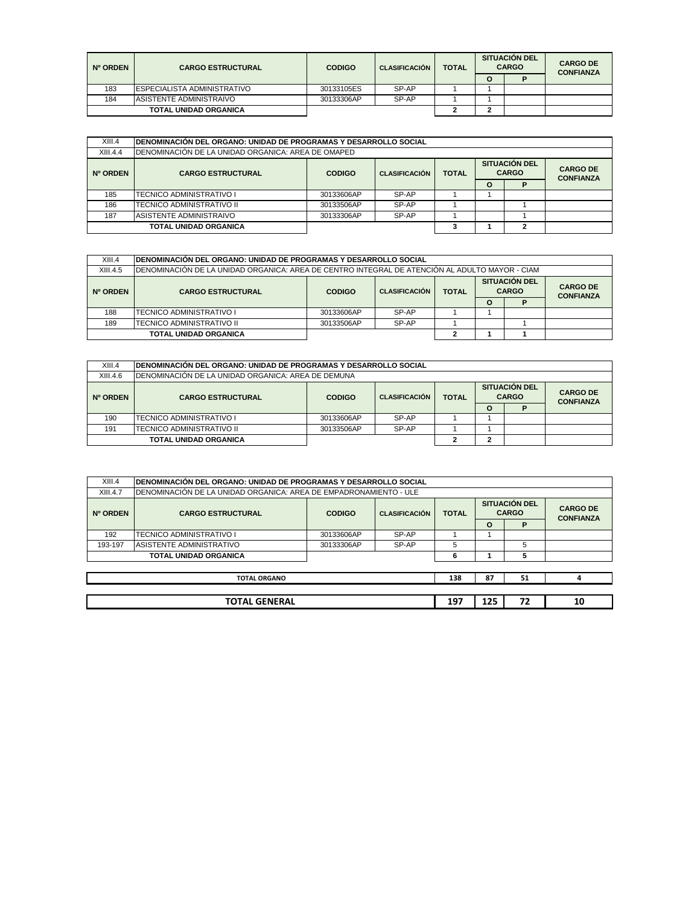| Nº ORDEN | CARGO ESTRUCTURAL | CODIGO | CLASIFICACIÓN | TOTAL | SITUACIÓN DEL CARGO | | CARGO DE CONFIANZA |
|---|---|---|---|---|---|---|---|
| | | | | | O | P | |
| 183 | ESPECIALISTA ADMINISTRATIVO | 30133105ES | SP-AP | 1 | 1 | | |
| 184 | ASISTENTE ADMINISTRAIVO | 30133306AP | SP-AP | 1 | 1 | | |
| TOTAL UNIDAD ORGANICA | | | | 2 | 2 | | |

| XIII.4 | DENOMINACIÓN DEL ORGANO: UNIDAD DE PROGRAMAS Y DESARROLLO SOCIAL | | | | | | |
|---|---|---|---|---|---|---|---|
| XIII.4.4 | DENOMINACIÓN DE LA UNIDAD ORGANICA: AREA DE OMAPED | | | | | | |
| Nº ORDEN | CARGO ESTRUCTURAL | CODIGO | CLASIFICACIÓN | TOTAL | SITUACIÓN DEL CARGO | | CARGO DE CONFIANZA |
| | | | | | O | P | |
| 185 | TECNICO ADMINISTRATIVO I | 30133606AP | SP-AP | 1 | 1 | | |
| 186 | TECNICO ADMINISTRATIVO II | 30133506AP | SP-AP | 1 | | 1 | |
| 187 | ASISTENTE ADMINISTRAIVO | 30133306AP | SP-AP | 1 | | 1 | |
| TOTAL UNIDAD ORGANICA | | | | 3 | 1 | 2 | |

| XIII.4 | DENOMINACIÓN DEL ORGANO: UNIDAD DE PROGRAMAS Y DESARROLLO SOCIAL | | | | | | |
|---|---|---|---|---|---|---|---|
| XIII.4.5 | DENOMINACIÓN DE LA UNIDAD ORGANICA: AREA DE CENTRO INTEGRAL DE ATENCIÓN AL ADULTO MAYOR - CIAM | | | | | | |
| Nº ORDEN | CARGO ESTRUCTURAL | CODIGO | CLASIFICACIÓN | TOTAL | SITUACIÓN DEL CARGO | | CARGO DE CONFIANZA |
| | | | | | O | P | |
| 188 | TECNICO ADMINISTRATIVO I | 30133606AP | SP-AP | 1 | 1 | | |
| 189 | TECNICO ADMINISTRATIVO II | 30133506AP | SP-AP | 1 | | 1 | |
| TOTAL UNIDAD ORGANICA | | | | 2 | 1 | 1 | |

| XIII.4 | DENOMINACIÓN DEL ORGANO: UNIDAD DE PROGRAMAS Y DESARROLLO SOCIAL | | | | | | |
|---|---|---|---|---|---|---|---|
| XIII.4.6 | DENOMINACIÓN DE LA UNIDAD ORGANICA: AREA DE DEMUNA | | | | | | |
| Nº ORDEN | CARGO ESTRUCTURAL | CODIGO | CLASIFICACIÓN | TOTAL | SITUACIÓN DEL CARGO | | CARGO DE CONFIANZA |
| | | | | | O | P | |
| 190 | TECNICO ADMINISTRATIVO I | 30133606AP | SP-AP | 1 | 1 | | |
| 191 | TECNICO ADMINISTRATIVO II | 30133506AP | SP-AP | 1 | 1 | | |
| TOTAL UNIDAD ORGANICA | | | | 2 | 2 | | |

| XIII.4 | DENOMINACIÓN DEL ORGANO: UNIDAD DE PROGRAMAS Y DESARROLLO SOCIAL | | | | | | |
|---|---|---|---|---|---|---|---|
| XIII.4.7 | DENOMINACIÓN DE LA UNIDAD ORGANICA: AREA DE EMPADRONAMIENTO - ULE | | | | | | |
| Nº ORDEN | CARGO ESTRUCTURAL | CODIGO | CLASIFICACIÓN | TOTAL | SITUACIÓN DEL CARGO | | CARGO DE CONFIANZA |
| | | | | | O | P | |
| 192 | TECNICO ADMINISTRATIVO I | 30133606AP | SP-AP | 1 | 1 | | |
| 193-197 | ASISTENTE ADMINISTRATIVO | 30133306AP | SP-AP | 5 | | 5 | |
| TOTAL UNIDAD ORGANICA | | | | 6 | 1 | 5 | |
| TOTAL ORGANO | | | | 138 | 87 | 51 | 4 |
| TOTAL GENERAL | | | | 197 | 125 | 72 | 10 |